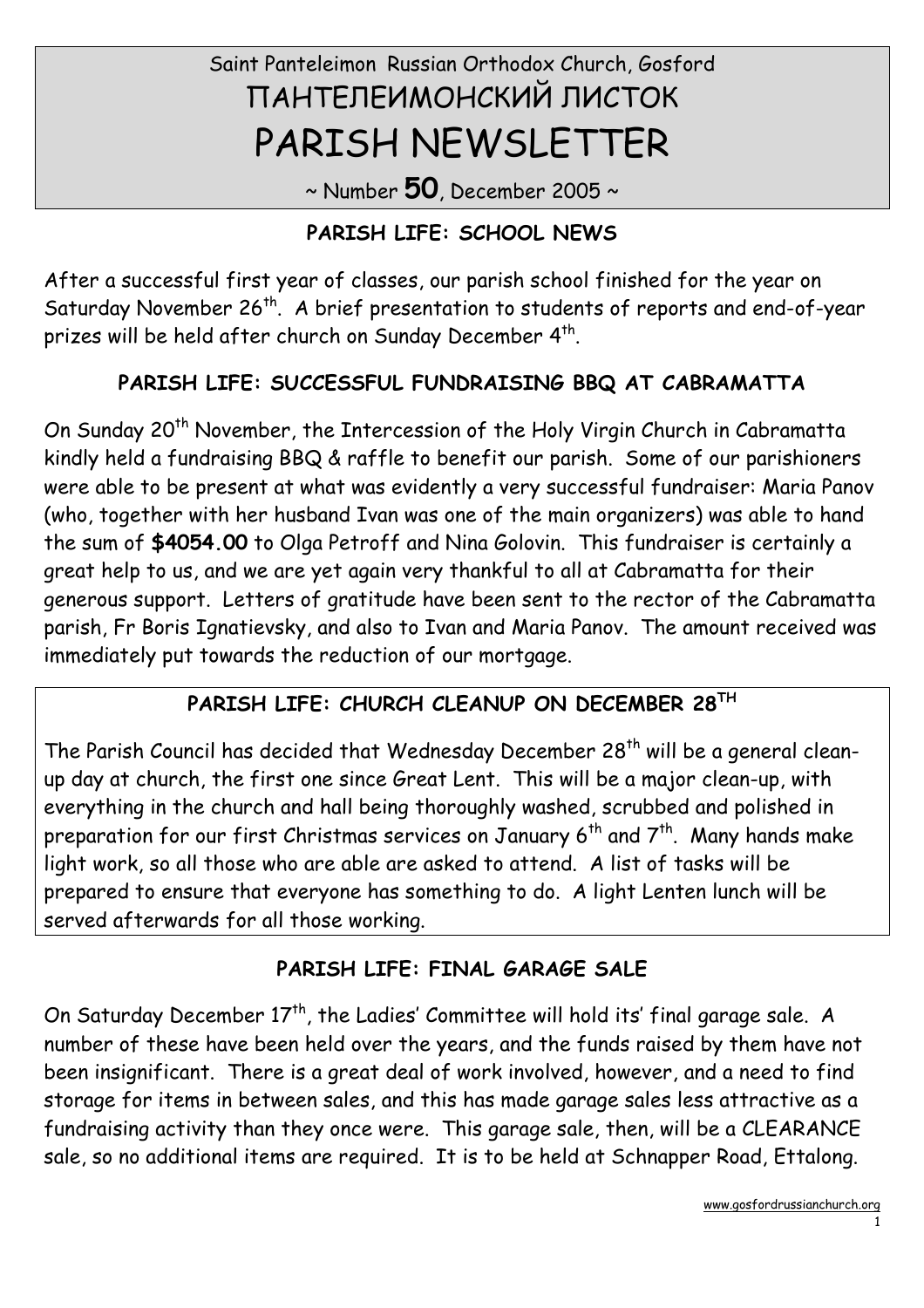Saint Panteleimon Russian Orthodox Church, Gosford

# ПАНТЕЛЕИМОНСКИЙ ЛИСТОК

# PARISH NEWSLETTER

~ Number **50**, December 2005 ~

## PARISH LIFE: SCHOOL NEWS

After a successful first year of classes, our parish school finished for the year on Saturday November 26th. A brief presentation to students of reports and end-of-year prizes will be held after church on Sunday December 4th.

## PARISH LIFE: SUCCESSFUL FUNDRAISING BBQ AT CABRAMATTA

On Sunday 20th November, the Intercession of the Holy Virgin Church in Cabramatta kindly held a fundraising BBQ & raffle to benefit our parish. Some of our parishioners were able to be present at what was evidently a very successful fundraiser: Maria Panov (who, together with her husband Ivan was one of the main organizers) was able to hand the sum of **$4054.00** to Olga Petroff and Nina Golovin. This fundraiser is certainly a great help to us, and we are yet again very thankful to all at Cabramatta for their generous support. Letters of gratitude have been sent to the rector of the Cabramatta parish, Fr Boris Ignatievsky, and also to Ivan and Maria Panov. The amount received was immediately put towards the reduction of our mortgage.

## PARISH LIFE: CHURCH CLEANUP ON DECEMBER 28TH

The Parish Council has decided that Wednesday December 28th will be a general clean-up day at church, the first one since Great Lent. This will be a major clean-up, with everything in the church and hall being thoroughly washed, scrubbed and polished in preparation for our first Christmas services on January 6th and 7th. Many hands make light work, so all those who are able are asked to attend. A list of tasks will be prepared to ensure that everyone has something to do. A light Lenten lunch will be served afterwards for all those working.

## PARISH LIFE: FINAL GARAGE SALE

On Saturday December 17th, the Ladies' Committee will hold its' final garage sale. A number of these have been held over the years, and the funds raised by them have not been insignificant. There is a great deal of work involved, however, and a need to find storage for items in between sales, and this has made garage sales less attractive as a fundraising activity than they once were. This garage sale, then, will be a CLEARANCE sale, so no additional items are required. It is to be held at Schnapper Road, Ettalong.

www.gosfordrussianchurch.org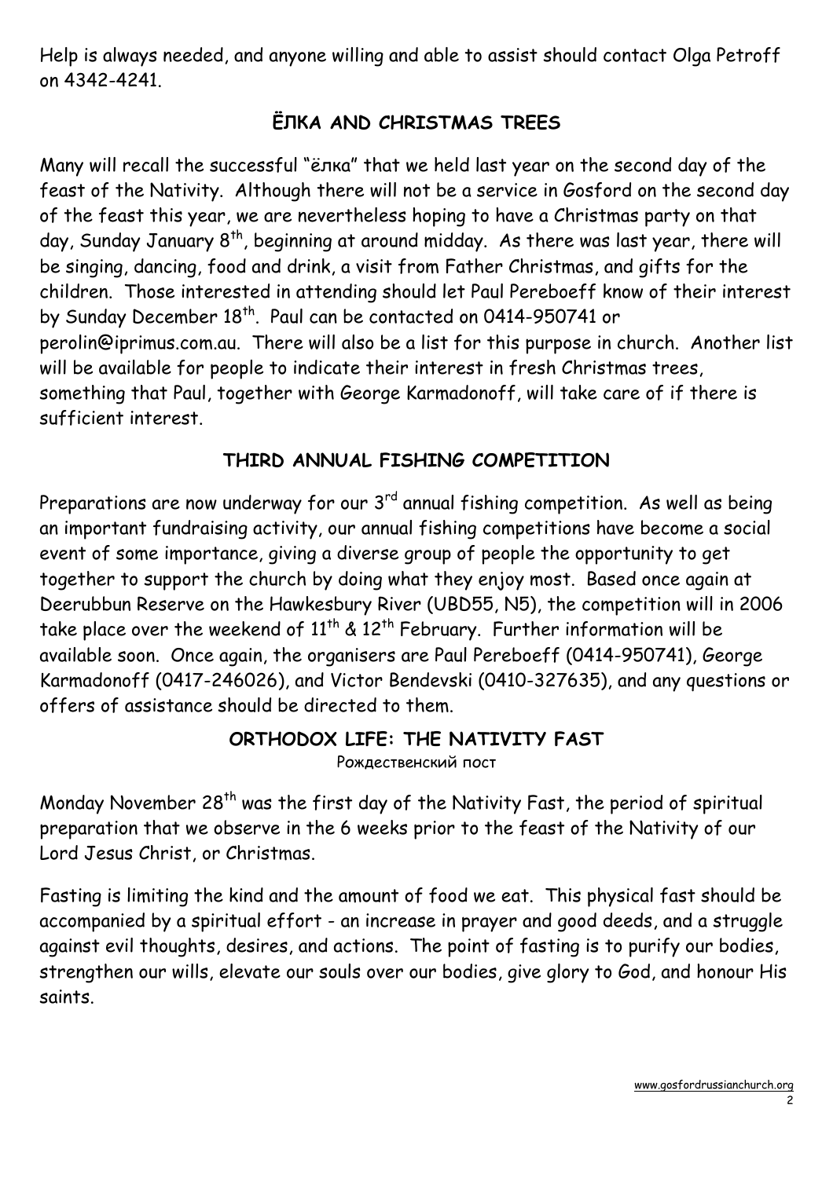Help is always needed, and anyone willing and able to assist should contact Olga Petroff on 4342-4241.

## ЁЛКА AND CHRISTMAS TREES

Many will recall the successful "ёлка" that we held last year on the second day of the feast of the Nativity. Although there will not be a service in Gosford on the second day of the feast this year, we are nevertheless hoping to have a Christmas party on that day, Sunday January 8th, beginning at around midday. As there was last year, there will be singing, dancing, food and drink, a visit from Father Christmas, and gifts for the children. Those interested in attending should let Paul Pereboeff know of their interest by Sunday December 18th. Paul can be contacted on 0414-950741 or perolin@iprimus.com.au. There will also be a list for this purpose in church. Another list will be available for people to indicate their interest in fresh Christmas trees, something that Paul, together with George Karmadonoff, will take care of if there is sufficient interest.

## THIRD ANNUAL FISHING COMPETITION

Preparations are now underway for our 3rd annual fishing competition. As well as being an important fundraising activity, our annual fishing competitions have become a social event of some importance, giving a diverse group of people the opportunity to get together to support the church by doing what they enjoy most. Based once again at Deerubbun Reserve on the Hawkesbury River (UBD55, N5), the competition will in 2006 take place over the weekend of 11th & 12th February. Further information will be available soon. Once again, the organisers are Paul Pereboeff (0414-950741), George Karmadonoff (0417-246026), and Victor Bendevski (0410-327635), and any questions or offers of assistance should be directed to them.

## ORTHODOX LIFE: THE NATIVITY FAST

Рождественский пост

Monday November 28th was the first day of the Nativity Fast, the period of spiritual preparation that we observe in the 6 weeks prior to the feast of the Nativity of our Lord Jesus Christ, or Christmas.

Fasting is limiting the kind and the amount of food we eat. This physical fast should be accompanied by a spiritual effort - an increase in prayer and good deeds, and a struggle against evil thoughts, desires, and actions. The point of fasting is to purify our bodies, strengthen our wills, elevate our souls over our bodies, give glory to God, and honour His saints.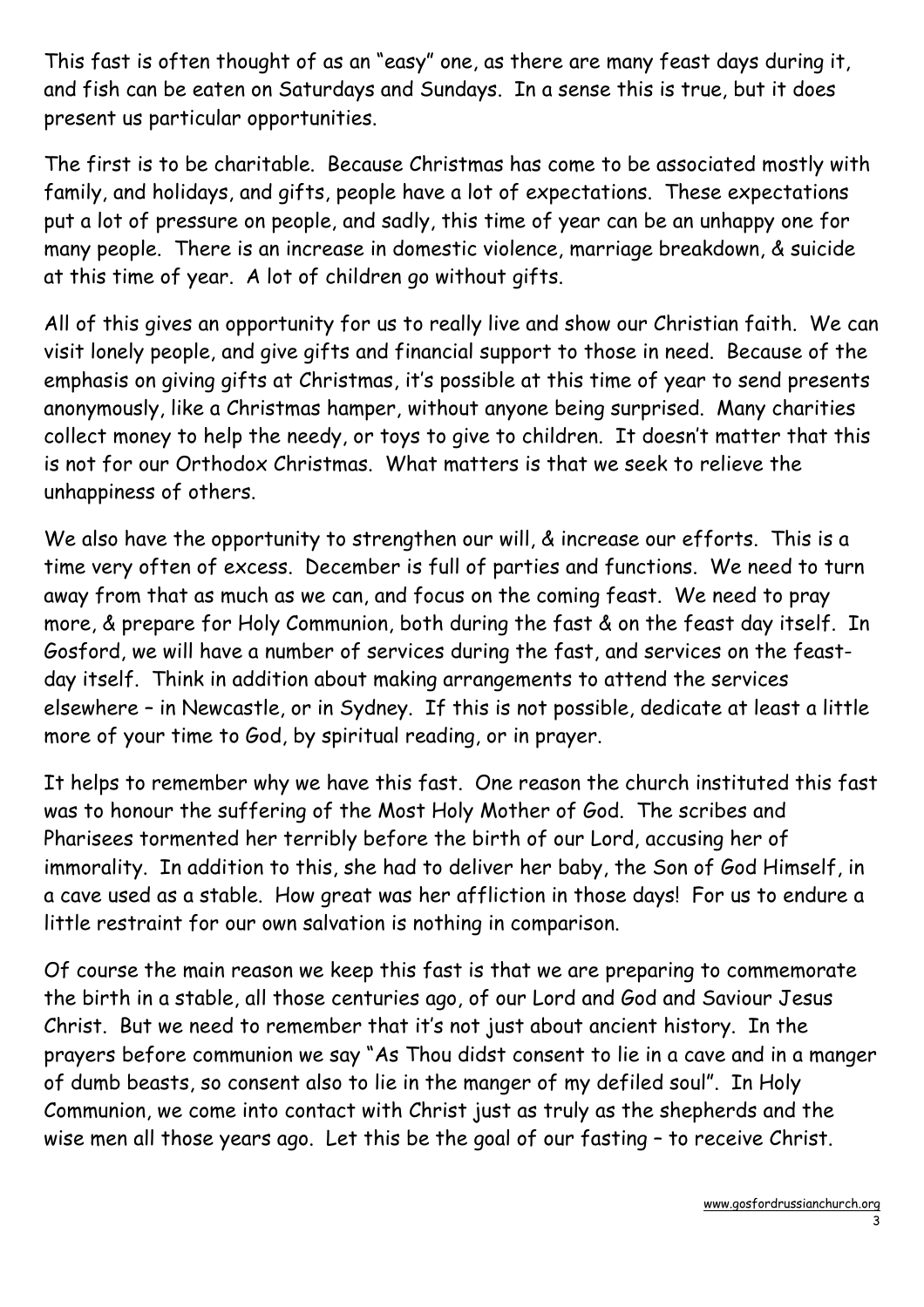This fast is often thought of as an "easy" one, as there are many feast days during it, and fish can be eaten on Saturdays and Sundays. In a sense this is true, but it does present us particular opportunities.

The first is to be charitable. Because Christmas has come to be associated mostly with family, and holidays, and gifts, people have a lot of expectations. These expectations put a lot of pressure on people, and sadly, this time of year can be an unhappy one for many people. There is an increase in domestic violence, marriage breakdown, & suicide at this time of year. A lot of children go without gifts.

All of this gives an opportunity for us to really live and show our Christian faith. We can visit lonely people, and give gifts and financial support to those in need. Because of the emphasis on giving gifts at Christmas, it's possible at this time of year to send presents anonymously, like a Christmas hamper, without anyone being surprised. Many charities collect money to help the needy, or toys to give to children. It doesn't matter that this is not for our Orthodox Christmas. What matters is that we seek to relieve the unhappiness of others.

We also have the opportunity to strengthen our will, & increase our efforts. This is a time very often of excess. December is full of parties and functions. We need to turn away from that as much as we can, and focus on the coming feast. We need to pray more, & prepare for Holy Communion, both during the fast & on the feast day itself. In Gosford, we will have a number of services during the fast, and services on the feast-day itself. Think in addition about making arrangements to attend the services elsewhere – in Newcastle, or in Sydney. If this is not possible, dedicate at least a little more of your time to God, by spiritual reading, or in prayer.

It helps to remember why we have this fast. One reason the church instituted this fast was to honour the suffering of the Most Holy Mother of God. The scribes and Pharisees tormented her terribly before the birth of our Lord, accusing her of immorality. In addition to this, she had to deliver her baby, the Son of God Himself, in a cave used as a stable. How great was her affliction in those days! For us to endure a little restraint for our own salvation is nothing in comparison.

Of course the main reason we keep this fast is that we are preparing to commemorate the birth in a stable, all those centuries ago, of our Lord and God and Saviour Jesus Christ. But we need to remember that it's not just about ancient history. In the prayers before communion we say "As Thou didst consent to lie in a cave and in a manger of dumb beasts, so consent also to lie in the manger of my defiled soul". In Holy Communion, we come into contact with Christ just as truly as the shepherds and the wise men all those years ago. Let this be the goal of our fasting – to receive Christ.

www.gosfordrussianchurch.org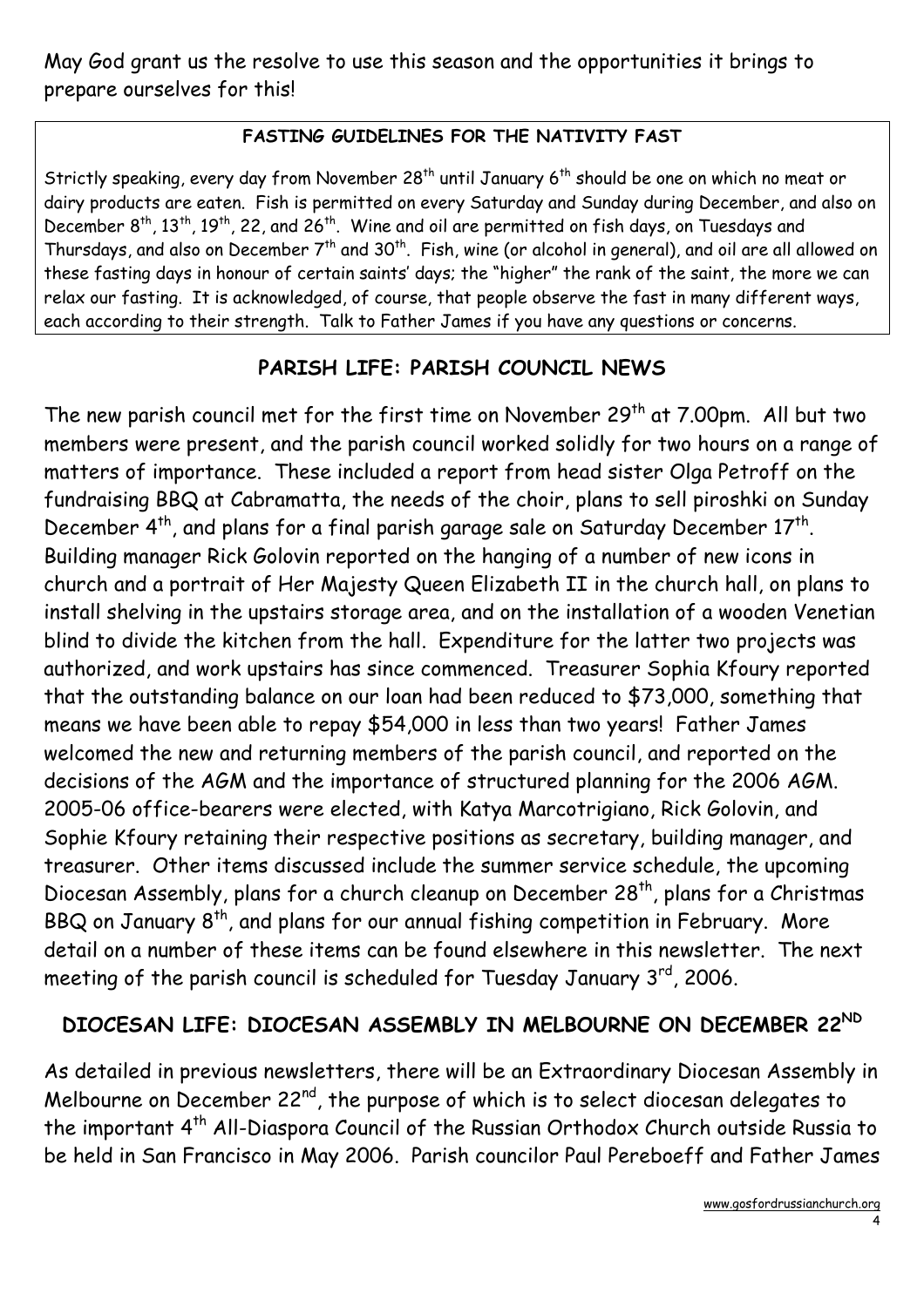May God grant us the resolve to use this season and the opportunities it brings to prepare ourselves for this!

**FASTING GUIDELINES FOR THE NATIVITY FAST**

Strictly speaking, every day from November 28th until January 6th should be one on which no meat or dairy products are eaten. Fish is permitted on every Saturday and Sunday during December, and also on December 8th, 13th, 19th, 22, and 26th. Wine and oil are permitted on fish days, on Tuesdays and Thursdays, and also on December 7th and 30th. Fish, wine (or alcohol in general), and oil are all allowed on these fasting days in honour of certain saints' days; the "higher" the rank of the saint, the more we can relax our fasting. It is acknowledged, of course, that people observe the fast in many different ways, each according to their strength. Talk to Father James if you have any questions or concerns.

## PARISH LIFE: PARISH COUNCIL NEWS

The new parish council met for the first time on November 29th at 7.00pm. All but two members were present, and the parish council worked solidly for two hours on a range of matters of importance. These included a report from head sister Olga Petroff on the fundraising BBQ at Cabramatta, the needs of the choir, plans to sell piroshki on Sunday December 4th, and plans for a final parish garage sale on Saturday December 17th. Building manager Rick Golovin reported on the hanging of a number of new icons in church and a portrait of Her Majesty Queen Elizabeth II in the church hall, on plans to install shelving in the upstairs storage area, and on the installation of a wooden Venetian blind to divide the kitchen from the hall. Expenditure for the latter two projects was authorized, and work upstairs has since commenced. Treasurer Sophia Kfoury reported that the outstanding balance on our loan had been reduced to $73,000, something that means we have been able to repay $54,000 in less than two years! Father James welcomed the new and returning members of the parish council, and reported on the decisions of the AGM and the importance of structured planning for the 2006 AGM. 2005-06 office-bearers were elected, with Katya Marcotrigiano, Rick Golovin, and Sophie Kfoury retaining their respective positions as secretary, building manager, and treasurer. Other items discussed include the summer service schedule, the upcoming Diocesan Assembly, plans for a church cleanup on December 28th, plans for a Christmas BBQ on January 8th, and plans for our annual fishing competition in February. More detail on a number of these items can be found elsewhere in this newsletter. The next meeting of the parish council is scheduled for Tuesday January 3rd, 2006.

## DIOCESAN LIFE: DIOCESAN ASSEMBLY IN MELBOURNE ON DECEMBER 22ND

As detailed in previous newsletters, there will be an Extraordinary Diocesan Assembly in Melbourne on December 22nd, the purpose of which is to select diocesan delegates to the important 4th All-Diaspora Council of the Russian Orthodox Church outside Russia to be held in San Francisco in May 2006. Parish councilor Paul Pereboeff and Father James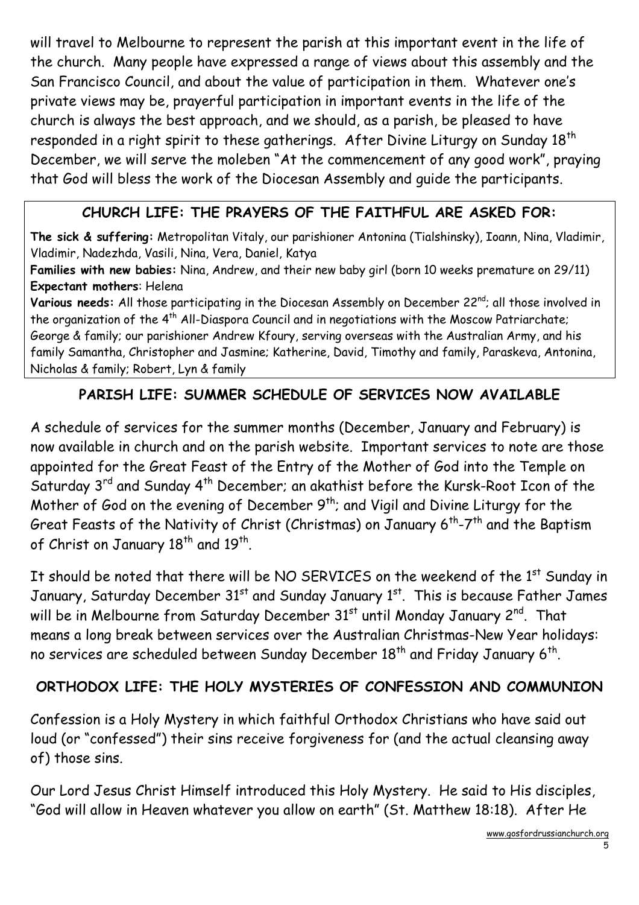will travel to Melbourne to represent the parish at this important event in the life of the church. Many people have expressed a range of views about this assembly and the San Francisco Council, and about the value of participation in them. Whatever one's private views may be, prayerful participation in important events in the life of the church is always the best approach, and we should, as a parish, be pleased to have responded in a right spirit to these gatherings. After Divine Liturgy on Sunday 18th December, we will serve the moleben "At the commencement of any good work", praying that God will bless the work of the Diocesan Assembly and guide the participants.

## CHURCH LIFE: THE PRAYERS OF THE FAITHFUL ARE ASKED FOR:

**The sick & suffering:** Metropolitan Vitaly, our parishioner Antonina (Tialshinsky), Ioann, Nina, Vladimir, Vladimir, Nadezhda, Vasili, Nina, Vera, Daniel, Katya
**Families with new babies:** Nina, Andrew, and their new baby girl (born 10 weeks premature on 29/11)
**Expectant mothers**: Helena
**Various needs:** All those participating in the Diocesan Assembly on December 22nd; all those involved in the organization of the 4th All-Diaspora Council and in negotiations with the Moscow Patriarchate; George & family; our parishioner Andrew Kfoury, serving overseas with the Australian Army, and his family Samantha, Christopher and Jasmine; Katherine, David, Timothy and family, Paraskeva, Antonina, Nicholas & family; Robert, Lyn & family

## PARISH LIFE: SUMMER SCHEDULE OF SERVICES NOW AVAILABLE

A schedule of services for the summer months (December, January and February) is now available in church and on the parish website. Important services to note are those appointed for the Great Feast of the Entry of the Mother of God into the Temple on Saturday 3rd and Sunday 4th December; an akathist before the Kursk-Root Icon of the Mother of God on the evening of December 9th; and Vigil and Divine Liturgy for the Great Feasts of the Nativity of Christ (Christmas) on January 6th-7th and the Baptism of Christ on January 18th and 19th.

It should be noted that there will be NO SERVICES on the weekend of the 1st Sunday in January, Saturday December 31st and Sunday January 1st. This is because Father James will be in Melbourne from Saturday December 31st until Monday January 2nd. That means a long break between services over the Australian Christmas-New Year holidays: no services are scheduled between Sunday December 18th and Friday January 6th.

## ORTHODOX LIFE: THE HOLY MYSTERIES OF CONFESSION AND COMMUNION

Confession is a Holy Mystery in which faithful Orthodox Christians who have said out loud (or "confessed") their sins receive forgiveness for (and the actual cleansing away of) those sins.

Our Lord Jesus Christ Himself introduced this Holy Mystery. He said to His disciples, "God will allow in Heaven whatever you allow on earth" (St. Matthew 18:18). After He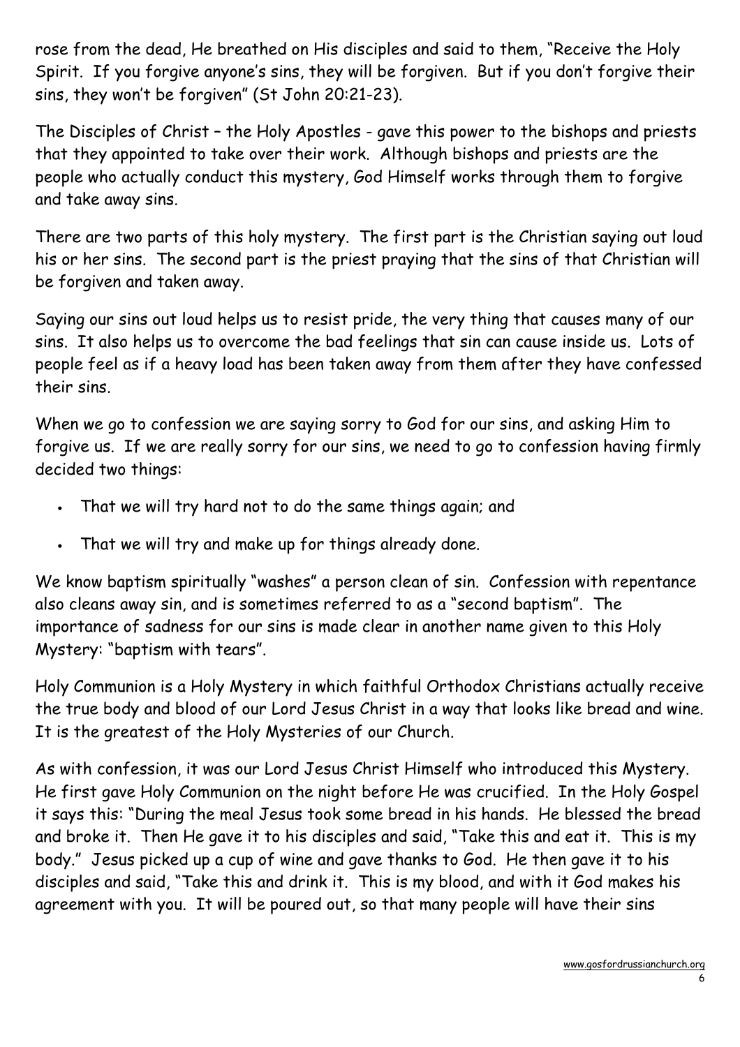rose from the dead, He breathed on His disciples and said to them, "Receive the Holy Spirit. If you forgive anyone's sins, they will be forgiven. But if you don't forgive their sins, they won't be forgiven" (St John 20:21-23).

The Disciples of Christ – the Holy Apostles - gave this power to the bishops and priests that they appointed to take over their work. Although bishops and priests are the people who actually conduct this mystery, God Himself works through them to forgive and take away sins.

There are two parts of this holy mystery. The first part is the Christian saying out loud his or her sins. The second part is the priest praying that the sins of that Christian will be forgiven and taken away.

Saying our sins out loud helps us to resist pride, the very thing that causes many of our sins. It also helps us to overcome the bad feelings that sin can cause inside us. Lots of people feel as if a heavy load has been taken away from them after they have confessed their sins.

When we go to confession we are saying sorry to God for our sins, and asking Him to forgive us. If we are really sorry for our sins, we need to go to confession having firmly decided two things:

- That we will try hard not to do the same things again; and
- That we will try and make up for things already done.

We know baptism spiritually "washes" a person clean of sin. Confession with repentance also cleans away sin, and is sometimes referred to as a "second baptism". The importance of sadness for our sins is made clear in another name given to this Holy Mystery: "baptism with tears".

Holy Communion is a Holy Mystery in which faithful Orthodox Christians actually receive the true body and blood of our Lord Jesus Christ in a way that looks like bread and wine. It is the greatest of the Holy Mysteries of our Church.

As with confession, it was our Lord Jesus Christ Himself who introduced this Mystery. He first gave Holy Communion on the night before He was crucified. In the Holy Gospel it says this: "During the meal Jesus took some bread in his hands. He blessed the bread and broke it. Then He gave it to his disciples and said, "Take this and eat it. This is my body." Jesus picked up a cup of wine and gave thanks to God. He then gave it to his disciples and said, "Take this and drink it. This is my blood, and with it God makes his agreement with you. It will be poured out, so that many people will have their sins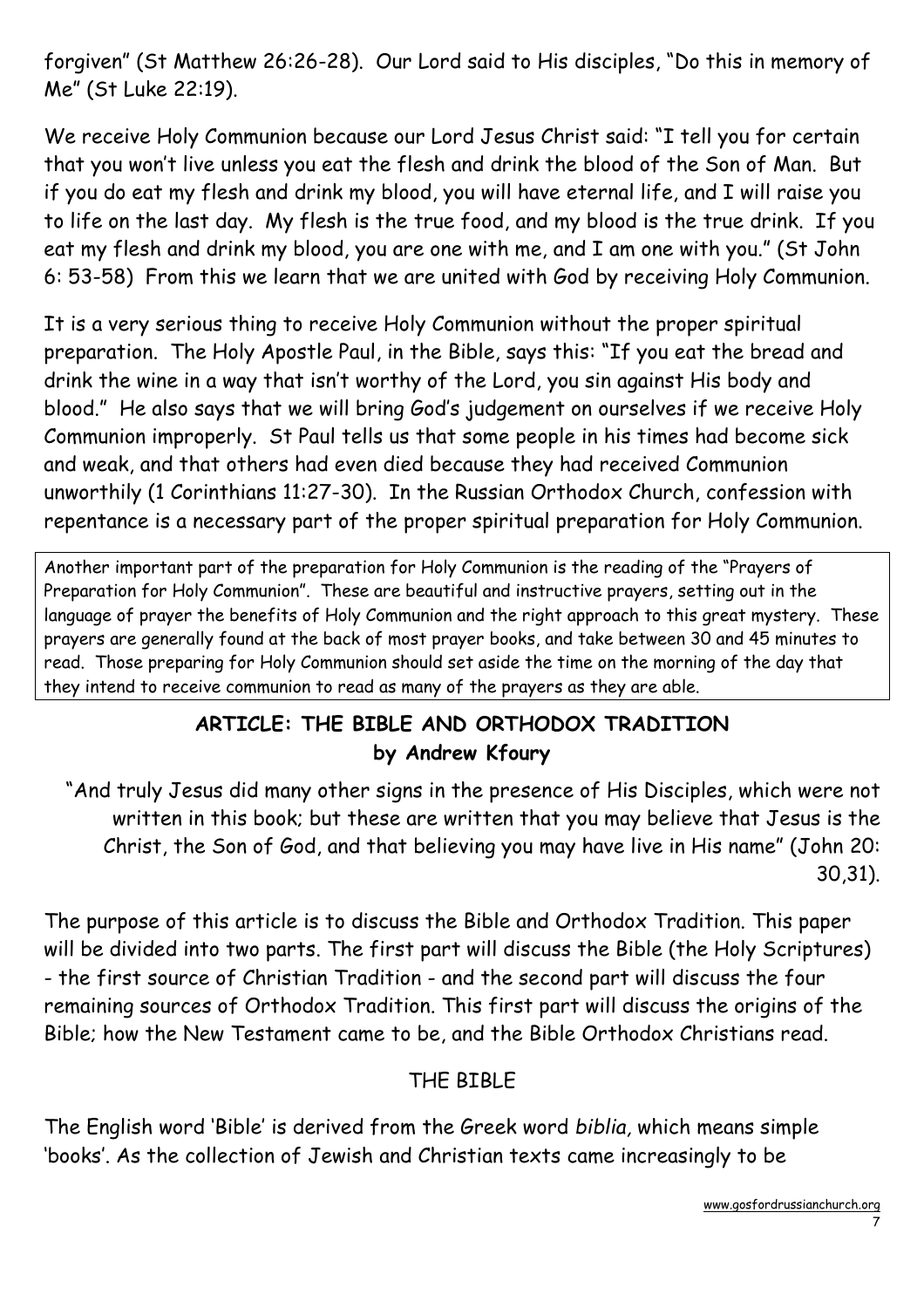forgiven" (St Matthew 26:26-28). Our Lord said to His disciples, "Do this in memory of Me" (St Luke 22:19).

We receive Holy Communion because our Lord Jesus Christ said: "I tell you for certain that you won't live unless you eat the flesh and drink the blood of the Son of Man. But if you do eat my flesh and drink my blood, you will have eternal life, and I will raise you to life on the last day. My flesh is the true food, and my blood is the true drink. If you eat my flesh and drink my blood, you are one with me, and I am one with you." (St John 6: 53-58) From this we learn that we are united with God by receiving Holy Communion.

It is a very serious thing to receive Holy Communion without the proper spiritual preparation. The Holy Apostle Paul, in the Bible, says this: "If you eat the bread and drink the wine in a way that isn't worthy of the Lord, you sin against His body and blood." He also says that we will bring God's judgement on ourselves if we receive Holy Communion improperly. St Paul tells us that some people in his times had become sick and weak, and that others had even died because they had received Communion unworthily (1 Corinthians 11:27-30). In the Russian Orthodox Church, confession with repentance is a necessary part of the proper spiritual preparation for Holy Communion.

Another important part of the preparation for Holy Communion is the reading of the "Prayers of Preparation for Holy Communion". These are beautiful and instructive prayers, setting out in the language of prayer the benefits of Holy Communion and the right approach to this great mystery. These prayers are generally found at the back of most prayer books, and take between 30 and 45 minutes to read. Those preparing for Holy Communion should set aside the time on the morning of the day that they intend to receive communion to read as many of the prayers as they are able.

## ARTICLE: THE BIBLE AND ORTHODOX TRADITION
**by Andrew Kfoury**

"And truly Jesus did many other signs in the presence of His Disciples, which were not written in this book; but these are written that you may believe that Jesus is the Christ, the Son of God, and that believing you may have live in His name" (John 20: 30,31).

The purpose of this article is to discuss the Bible and Orthodox Tradition. This paper will be divided into two parts. The first part will discuss the Bible (the Holy Scriptures) - the first source of Christian Tradition - and the second part will discuss the four remaining sources of Orthodox Tradition. This first part will discuss the origins of the Bible; how the New Testament came to be, and the Bible Orthodox Christians read.

### THE BIBLE

The English word 'Bible' is derived from the Greek word *biblia,* which means simple 'books'. As the collection of Jewish and Christian texts came increasingly to be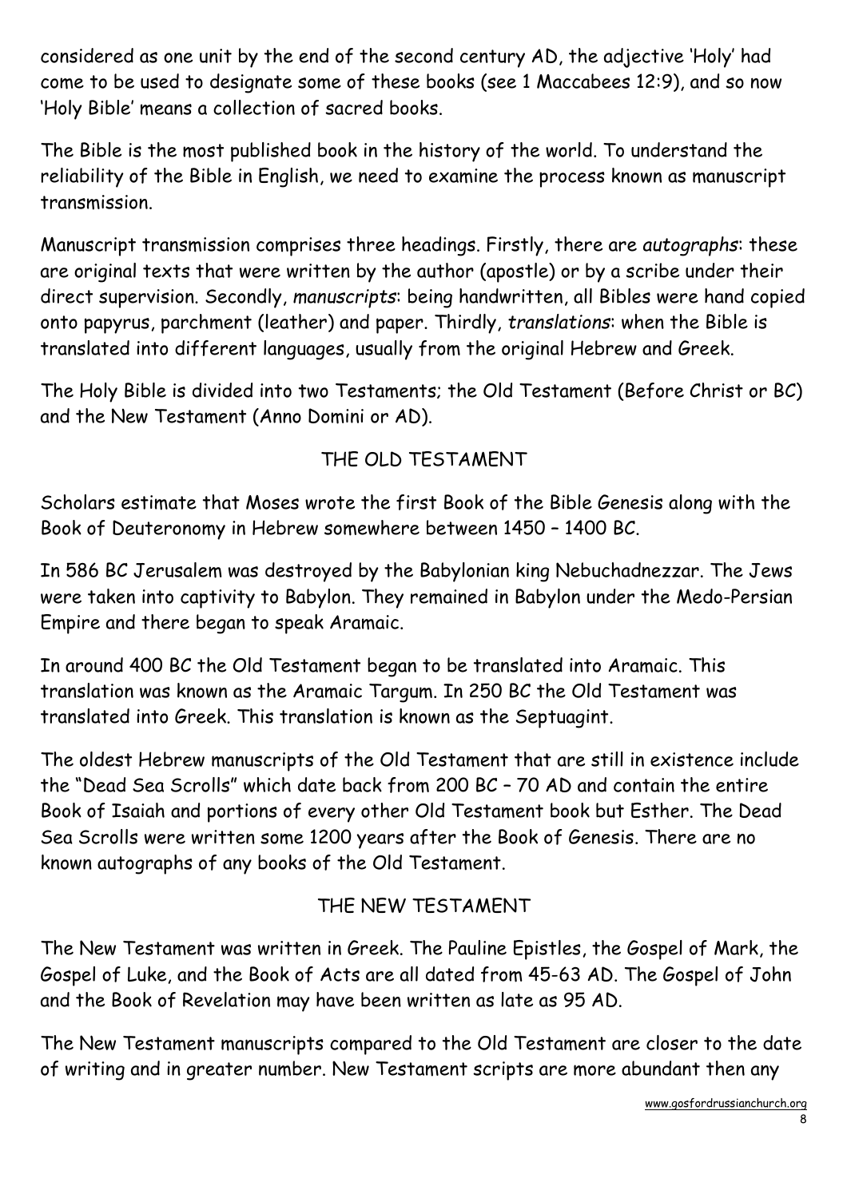considered as one unit by the end of the second century AD, the adjective 'Holy' had come to be used to designate some of these books (see 1 Maccabees 12:9), and so now 'Holy Bible' means a collection of sacred books.

The Bible is the most published book in the history of the world. To understand the reliability of the Bible in English, we need to examine the process known as manuscript transmission.

Manuscript transmission comprises three headings. Firstly, there are *autographs*: these are original texts that were written by the author (apostle) or by a scribe under their direct supervision. Secondly, *manuscripts*: being handwritten, all Bibles were hand copied onto papyrus, parchment (leather) and paper. Thirdly, *translations*: when the Bible is translated into different languages, usually from the original Hebrew and Greek.

The Holy Bible is divided into two Testaments; the Old Testament (Before Christ or BC) and the New Testament (Anno Domini or AD).

## THE OLD TESTAMENT

Scholars estimate that Moses wrote the first Book of the Bible Genesis along with the Book of Deuteronomy in Hebrew somewhere between 1450 – 1400 BC.

In 586 BC Jerusalem was destroyed by the Babylonian king Nebuchadnezzar. The Jews were taken into captivity to Babylon. They remained in Babylon under the Medo-Persian Empire and there began to speak Aramaic.

In around 400 BC the Old Testament began to be translated into Aramaic. This translation was known as the Aramaic Targum. In 250 BC the Old Testament was translated into Greek. This translation is known as the Septuagint.

The oldest Hebrew manuscripts of the Old Testament that are still in existence include the "Dead Sea Scrolls" which date back from 200 BC – 70 AD and contain the entire Book of Isaiah and portions of every other Old Testament book but Esther. The Dead Sea Scrolls were written some 1200 years after the Book of Genesis. There are no known autographs of any books of the Old Testament.

## THE NEW TESTAMENT

The New Testament was written in Greek. The Pauline Epistles, the Gospel of Mark, the Gospel of Luke, and the Book of Acts are all dated from 45-63 AD. The Gospel of John and the Book of Revelation may have been written as late as 95 AD.

The New Testament manuscripts compared to the Old Testament are closer to the date of writing and in greater number. New Testament scripts are more abundant then any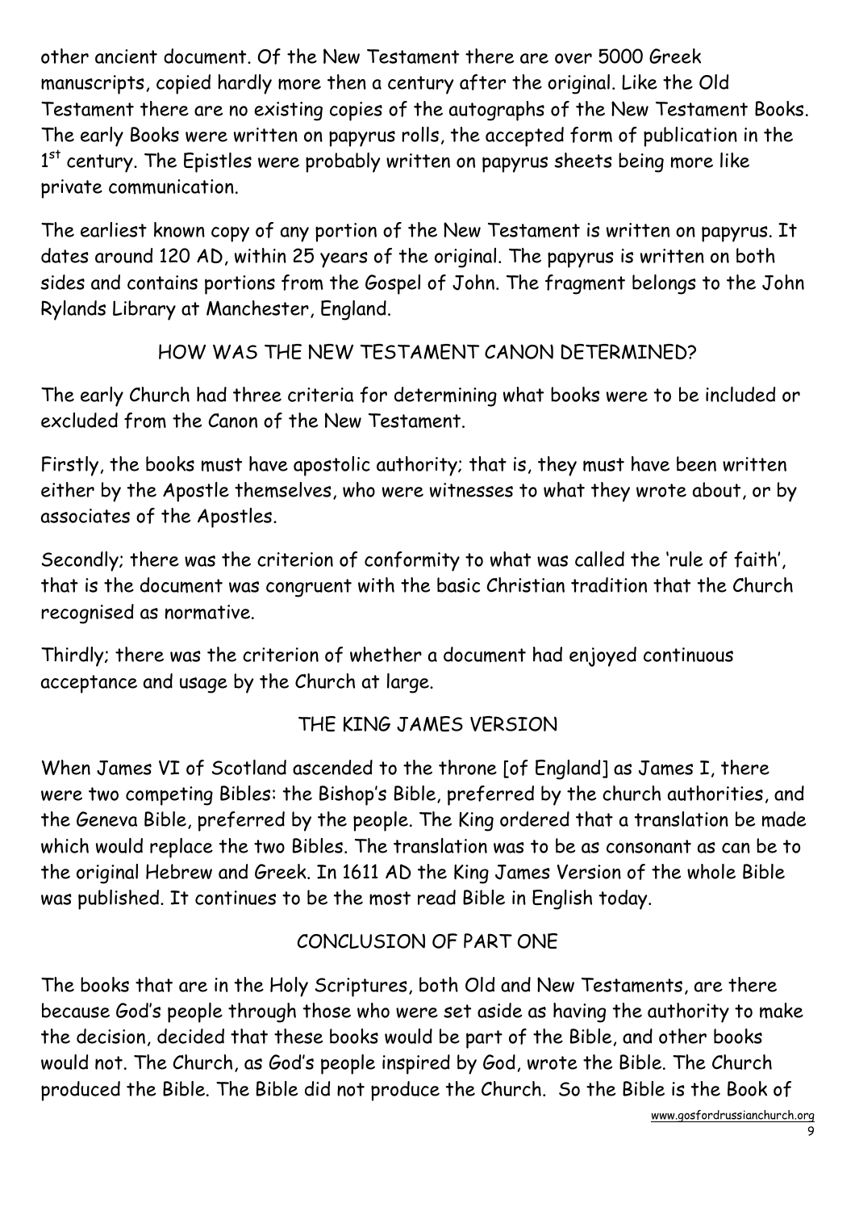other ancient document. Of the New Testament there are over 5000 Greek manuscripts, copied hardly more then a century after the original. Like the Old Testament there are no existing copies of the autographs of the New Testament Books. The early Books were written on papyrus rolls, the accepted form of publication in the 1st century. The Epistles were probably written on papyrus sheets being more like private communication.

The earliest known copy of any portion of the New Testament is written on papyrus. It dates around 120 AD, within 25 years of the original. The papyrus is written on both sides and contains portions from the Gospel of John. The fragment belongs to the John Rylands Library at Manchester, England.

## HOW WAS THE NEW TESTAMENT CANON DETERMINED?

The early Church had three criteria for determining what books were to be included or excluded from the Canon of the New Testament.

Firstly, the books must have apostolic authority; that is, they must have been written either by the Apostle themselves, who were witnesses to what they wrote about, or by associates of the Apostles.

Secondly; there was the criterion of conformity to what was called the 'rule of faith', that is the document was congruent with the basic Christian tradition that the Church recognised as normative.

Thirdly; there was the criterion of whether a document had enjoyed continuous acceptance and usage by the Church at large.

## THE KING JAMES VERSION

When James VI of Scotland ascended to the throne [of England] as James I, there were two competing Bibles: the Bishop's Bible, preferred by the church authorities, and the Geneva Bible, preferred by the people. The King ordered that a translation be made which would replace the two Bibles. The translation was to be as consonant as can be to the original Hebrew and Greek. In 1611 AD the King James Version of the whole Bible was published. It continues to be the most read Bible in English today.

## CONCLUSION OF PART ONE

The books that are in the Holy Scriptures, both Old and New Testaments, are there because God's people through those who were set aside as having the authority to make the decision, decided that these books would be part of the Bible, and other books would not. The Church, as God's people inspired by God, wrote the Bible. The Church produced the Bible. The Bible did not produce the Church. So the Bible is the Book of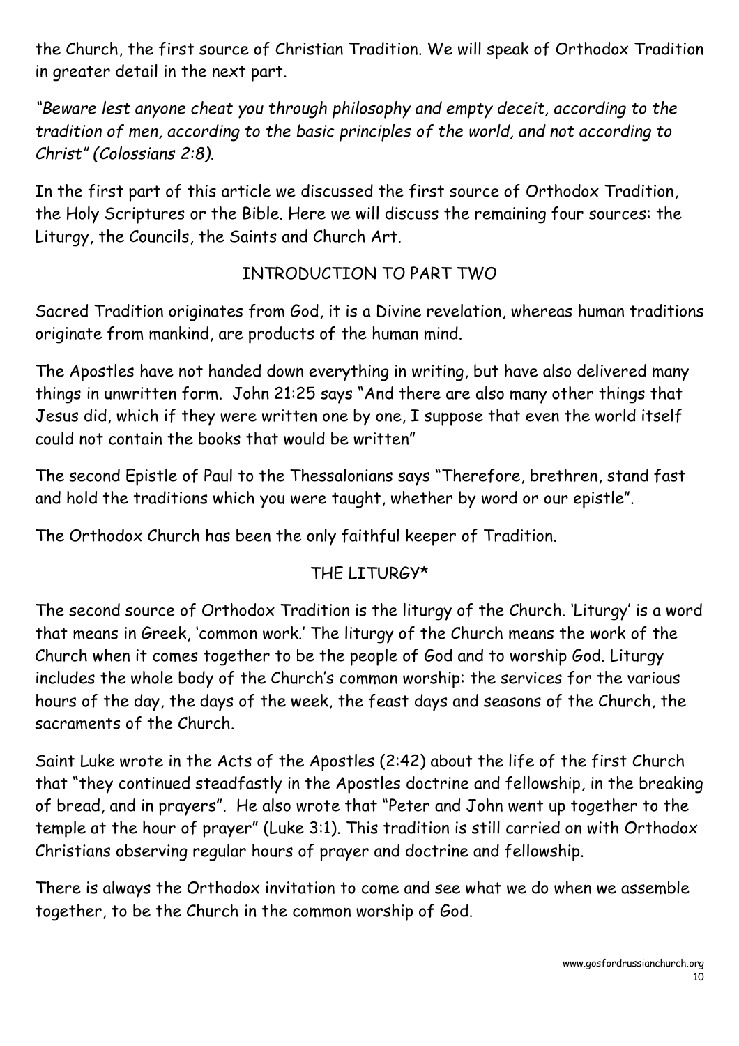the Church, the first source of Christian Tradition. We will speak of Orthodox Tradition in greater detail in the next part.

*"Beware lest anyone cheat you through philosophy and empty deceit, according to the tradition of men, according to the basic principles of the world, and not according to Christ" (Colossians 2:8).*

In the first part of this article we discussed the first source of Orthodox Tradition, the Holy Scriptures or the Bible. Here we will discuss the remaining four sources: the Liturgy, the Councils, the Saints and Church Art.

## INTRODUCTION TO PART TWO

Sacred Tradition originates from God, it is a Divine revelation, whereas human traditions originate from mankind, are products of the human mind.

The Apostles have not handed down everything in writing, but have also delivered many things in unwritten form. John 21:25 says "And there are also many other things that Jesus did, which if they were written one by one, I suppose that even the world itself could not contain the books that would be written"

The second Epistle of Paul to the Thessalonians says "Therefore, brethren, stand fast and hold the traditions which you were taught, whether by word or our epistle".

The Orthodox Church has been the only faithful keeper of Tradition.

## THE LITURGY*

The second source of Orthodox Tradition is the liturgy of the Church. 'Liturgy' is a word that means in Greek, 'common work.' The liturgy of the Church means the work of the Church when it comes together to be the people of God and to worship God. Liturgy includes the whole body of the Church's common worship: the services for the various hours of the day, the days of the week, the feast days and seasons of the Church, the sacraments of the Church.

Saint Luke wrote in the Acts of the Apostles (2:42) about the life of the first Church that "they continued steadfastly in the Apostles doctrine and fellowship, in the breaking of bread, and in prayers". He also wrote that "Peter and John went up together to the temple at the hour of prayer" (Luke 3:1). This tradition is still carried on with Orthodox Christians observing regular hours of prayer and doctrine and fellowship.

There is always the Orthodox invitation to come and see what we do when we assemble together, to be the Church in the common worship of God.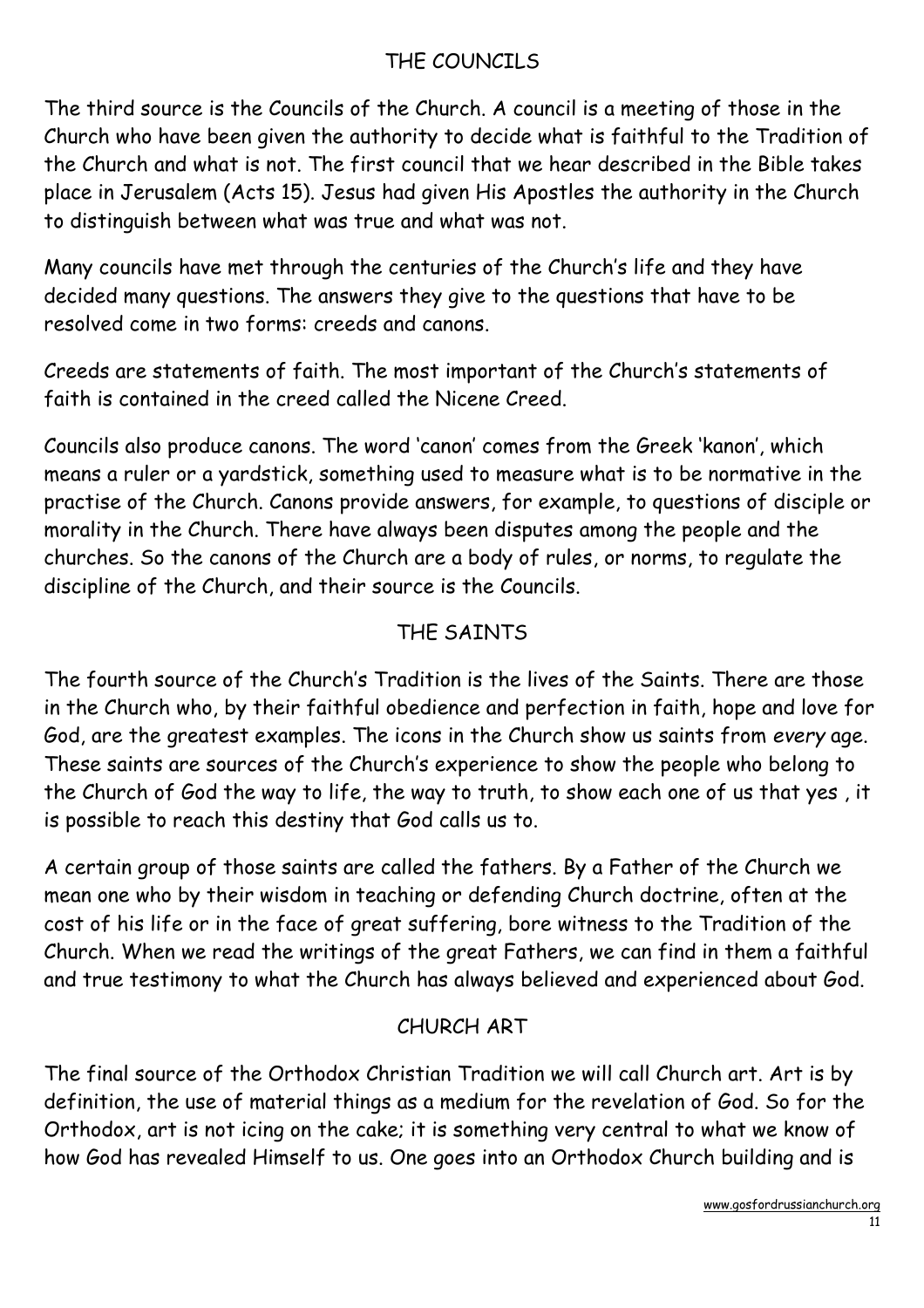## THE COUNCILS

The third source is the Councils of the Church. A council is a meeting of those in the Church who have been given the authority to decide what is faithful to the Tradition of the Church and what is not. The first council that we hear described in the Bible takes place in Jerusalem (Acts 15). Jesus had given His Apostles the authority in the Church to distinguish between what was true and what was not.

Many councils have met through the centuries of the Church's life and they have decided many questions. The answers they give to the questions that have to be resolved come in two forms: creeds and canons.

Creeds are statements of faith. The most important of the Church's statements of faith is contained in the creed called the Nicene Creed.

Councils also produce canons. The word 'canon' comes from the Greek 'kanon', which means a ruler or a yardstick, something used to measure what is to be normative in the practise of the Church. Canons provide answers, for example, to questions of disciple or morality in the Church. There have always been disputes among the people and the churches. So the canons of the Church are a body of rules, or norms, to regulate the discipline of the Church, and their source is the Councils.

## THE SAINTS

The fourth source of the Church's Tradition is the lives of the Saints. There are those in the Church who, by their faithful obedience and perfection in faith, hope and love for God, are the greatest examples. The icons in the Church show us saints from *every* age. These saints are sources of the Church's experience to show the people who belong to the Church of God the way to life, the way to truth, to show each one of us that yes , it is possible to reach this destiny that God calls us to.

A certain group of those saints are called the fathers. By a Father of the Church we mean one who by their wisdom in teaching or defending Church doctrine, often at the cost of his life or in the face of great suffering, bore witness to the Tradition of the Church. When we read the writings of the great Fathers, we can find in them a faithful and true testimony to what the Church has always believed and experienced about God.

## CHURCH ART

The final source of the Orthodox Christian Tradition we will call Church art. Art is by definition, the use of material things as a medium for the revelation of God. So for the Orthodox, art is not icing on the cake; it is something very central to what we know of how God has revealed Himself to us. One goes into an Orthodox Church building and is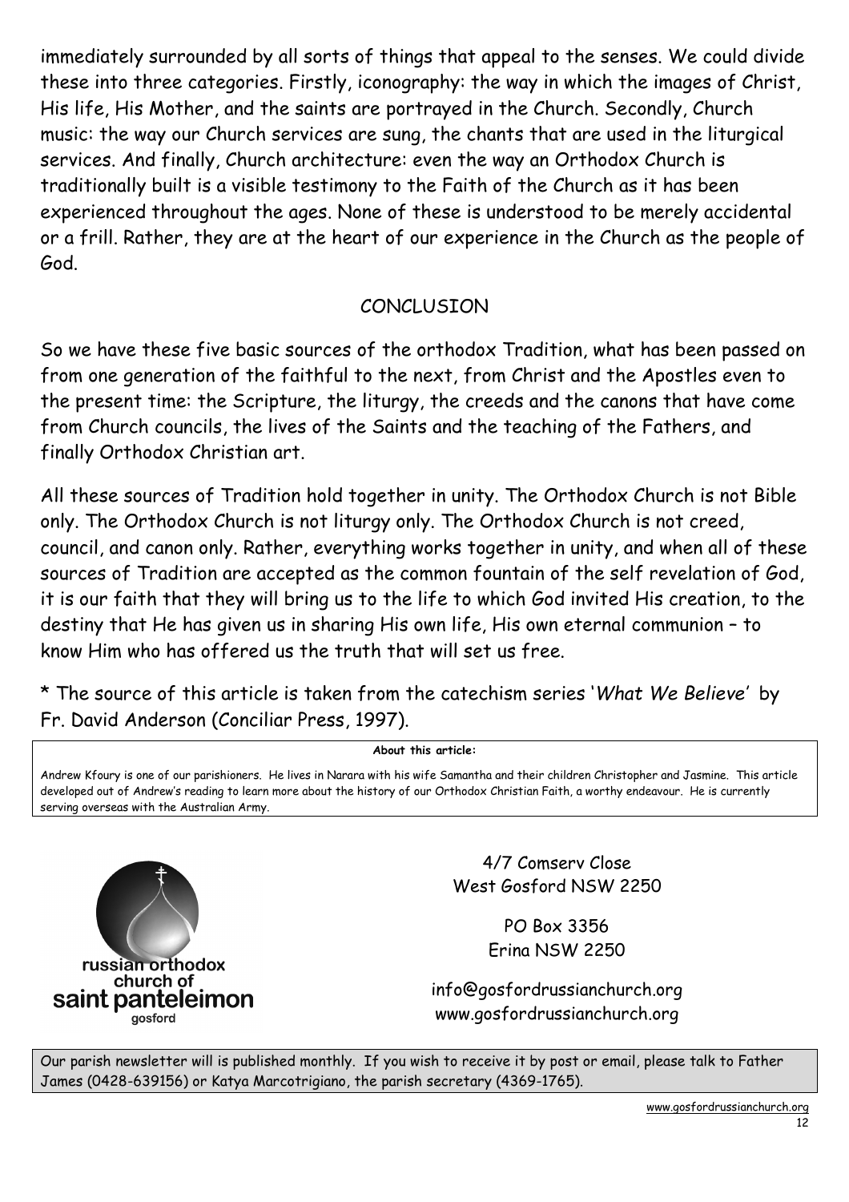immediately surrounded by all sorts of things that appeal to the senses. We could divide these into three categories. Firstly, iconography: the way in which the images of Christ, His life, His Mother, and the saints are portrayed in the Church. Secondly, Church music: the way our Church services are sung, the chants that are used in the liturgical services. And finally, Church architecture: even the way an Orthodox Church is traditionally built is a visible testimony to the Faith of the Church as it has been experienced throughout the ages. None of these is understood to be merely accidental or a frill. Rather, they are at the heart of our experience in the Church as the people of God.

## CONCLUSION

So we have these five basic sources of the orthodox Tradition, what has been passed on from one generation of the faithful to the next, from Christ and the Apostles even to the present time: the Scripture, the liturgy, the creeds and the canons that have come from Church councils, the lives of the Saints and the teaching of the Fathers, and finally Orthodox Christian art.

All these sources of Tradition hold together in unity. The Orthodox Church is not Bible only. The Orthodox Church is not liturgy only. The Orthodox Church is not creed, council, and canon only. Rather, everything works together in unity, and when all of these sources of Tradition are accepted as the common fountain of the self revelation of God, it is our faith that they will bring us to the life to which God invited His creation, to the destiny that He has given us in sharing His own life, His own eternal communion – to know Him who has offered us the truth that will set us free.

* The source of this article is taken from the catechism series '*What We Believe*' by Fr. David Anderson (Conciliar Press, 1997).

**About this article:**

Andrew Kfoury is one of our parishioners. He lives in Narara with his wife Samantha and their children Christopher and Jasmine. This article developed out of Andrew's reading to learn more about the history of our Orthodox Christian Faith, a worthy endeavour. He is currently serving overseas with the Australian Army.

russian orthodox
church of
**saint panteleimon**
gosford

4/7 Comserv Close
West Gosford NSW 2250

PO Box 3356
Erina NSW 2250

info@gosfordrussianchurch.org
www.gosfordrussianchurch.org

Our parish newsletter will is published monthly. If you wish to receive it by post or email, please talk to Father James (0428-639156) or Katya Marcotrigiano, the parish secretary (4369-1765).